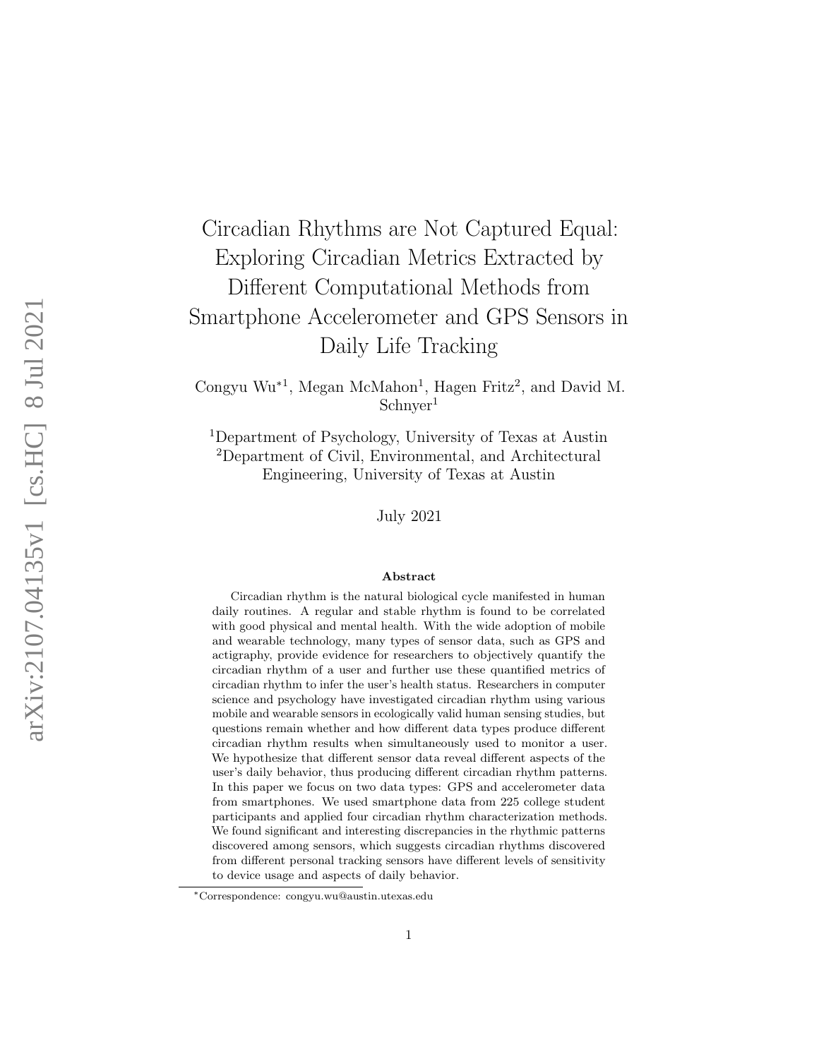# Circadian Rhythms are Not Captured Equal: Exploring Circadian Metrics Extracted by Different Computational Methods from Smartphone Accelerometer and GPS Sensors in Daily Life Tracking

Congyu Wu*[1], Megan McMahon[1], Hagen Fritz[2], and David M. Schnyer[1]

[1]Department of Psychology, University of Texas at Austin
[2]Department of Civil, Environmental, and Architectural Engineering, University of Texas at Austin

July 2021

### Abstract

Circadian rhythm is the natural biological cycle manifested in human daily routines. A regular and stable rhythm is found to be correlated with good physical and mental health. With the wide adoption of mobile and wearable technology, many types of sensor data, such as GPS and actigraphy, provide evidence for researchers to objectively quantify the circadian rhythm of a user and further use these quantified metrics of circadian rhythm to infer the user's health status. Researchers in computer science and psychology have investigated circadian rhythm using various mobile and wearable sensors in ecologically valid human sensing studies, but questions remain whether and how different data types produce different circadian rhythm results when simultaneously used to monitor a user. We hypothesize that different sensor data reveal different aspects of the user's daily behavior, thus producing different circadian rhythm patterns. In this paper we focus on two data types: GPS and accelerometer data from smartphones. We used smartphone data from 225 college student participants and applied four circadian rhythm characterization methods. We found significant and interesting discrepancies in the rhythmic patterns discovered among sensors, which suggests circadian rhythms discovered from different personal tracking sensors have different levels of sensitivity to device usage and aspects of daily behavior.

*Correspondence: congyu.wu@austin.utexas.edu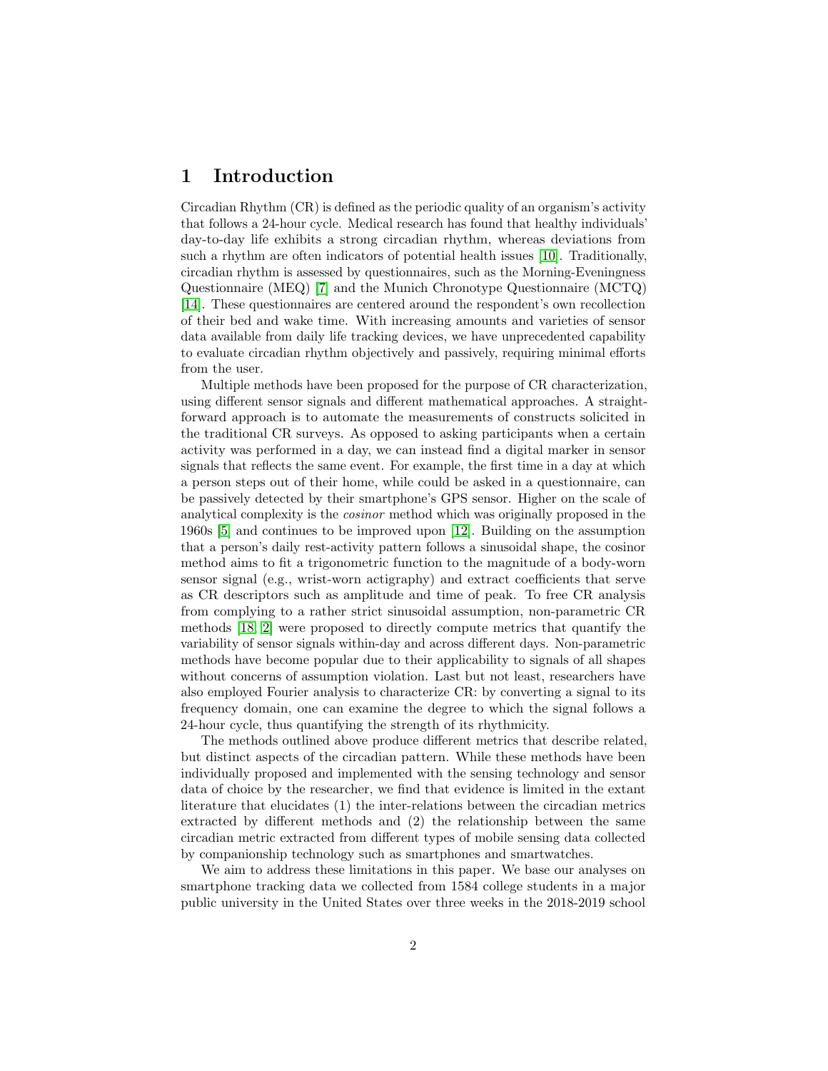# 1 Introduction

Circadian Rhythm (CR) is defined as the periodic quality of an organism's activity that follows a 24-hour cycle. Medical research has found that healthy individuals' day-to-day life exhibits a strong circadian rhythm, whereas deviations from such a rhythm are often indicators of potential health issues [10]. Traditionally, circadian rhythm is assessed by questionnaires, such as the Morning-Eveningness Questionnaire (MEQ) [7] and the Munich Chronotype Questionnaire (MCTQ) [14]. These questionnaires are centered around the respondent's own recollection of their bed and wake time. With increasing amounts and varieties of sensor data available from daily life tracking devices, we have unprecedented capability to evaluate circadian rhythm objectively and passively, requiring minimal efforts from the user.

Multiple methods have been proposed for the purpose of CR characterization, using different sensor signals and different mathematical approaches. A straightforward approach is to automate the measurements of constructs solicited in the traditional CR surveys. As opposed to asking participants when a certain activity was performed in a day, we can instead find a digital marker in sensor signals that reflects the same event. For example, the first time in a day at which a person steps out of their home, while could be asked in a questionnaire, can be passively detected by their smartphone's GPS sensor. Higher on the scale of analytical complexity is the *cosinor* method which was originally proposed in the 1960s [5] and continues to be improved upon [12]. Building on the assumption that a person's daily rest-activity pattern follows a sinusoidal shape, the cosinor method aims to fit a trigonometric function to the magnitude of a body-worn sensor signal (e.g., wrist-worn actigraphy) and extract coefficients that serve as CR descriptors such as amplitude and time of peak. To free CR analysis from complying to a rather strict sinusoidal assumption, non-parametric CR methods [18, 2] were proposed to directly compute metrics that quantify the variability of sensor signals within-day and across different days. Non-parametric methods have become popular due to their applicability to signals of all shapes without concerns of assumption violation. Last but not least, researchers have also employed Fourier analysis to characterize CR: by converting a signal to its frequency domain, one can examine the degree to which the signal follows a 24-hour cycle, thus quantifying the strength of its rhythmicity.

The methods outlined above produce different metrics that describe related, but distinct aspects of the circadian pattern. While these methods have been individually proposed and implemented with the sensing technology and sensor data of choice by the researcher, we find that evidence is limited in the extant literature that elucidates (1) the inter-relations between the circadian metrics extracted by different methods and (2) the relationship between the same circadian metric extracted from different types of mobile sensing data collected by companionship technology such as smartphones and smartwatches.

We aim to address these limitations in this paper. We base our analyses on smartphone tracking data we collected from 1584 college students in a major public university in the United States over three weeks in the 2018-2019 school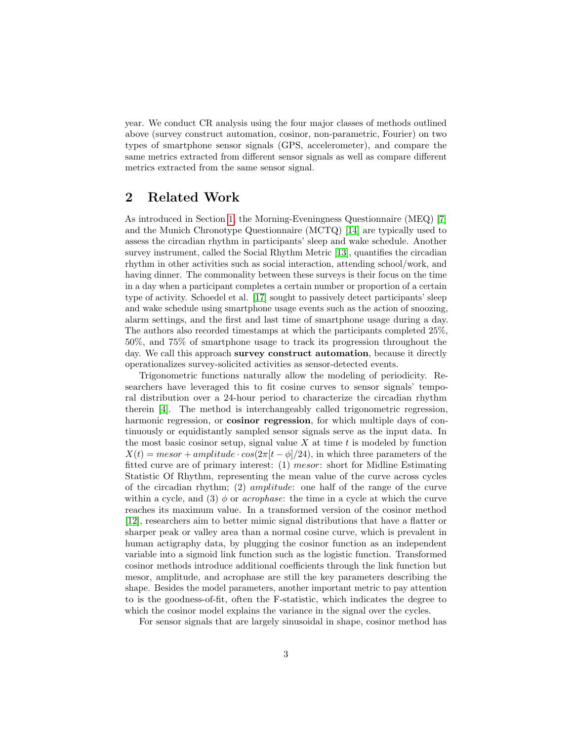year. We conduct CR analysis using the four major classes of methods outlined above (survey construct automation, cosinor, non-parametric, Fourier) on two types of smartphone sensor signals (GPS, accelerometer), and compare the same metrics extracted from different sensor signals as well as compare different metrics extracted from the same sensor signal.

## 2 Related Work

As introduced in Section 1, the Morning-Eveningness Questionnaire (MEQ) [7] and the Munich Chronotype Questionnaire (MCTQ) [14] are typically used to assess the circadian rhythm in participants' sleep and wake schedule. Another survey instrument, called the Social Rhythm Metric [13], quantifies the circadian rhythm in other activities such as social interaction, attending school/work, and having dinner. The commonality between these surveys is their focus on the time in a day when a participant completes a certain number or proportion of a certain type of activity. Schoedel et al. [17] sought to passively detect participants' sleep and wake schedule using smartphone usage events such as the action of snoozing, alarm settings, and the first and last time of smartphone usage during a day. The authors also recorded timestamps at which the participants completed 25%, 50%, and 75% of smartphone usage to track its progression throughout the day. We call this approach **survey construct automation**, because it directly operationalizes survey-solicited activities as sensor-detected events.

Trigonometric functions naturally allow the modeling of periodicity. Researchers have leveraged this to fit cosine curves to sensor signals' temporal distribution over a 24-hour period to characterize the circadian rhythm therein [4]. The method is interchangeably called trigonometric regression, harmonic regression, or **cosinor regression**, for which multiple days of continuously or equidistantly sampled sensor signals serve as the input data. In the most basic cosinor setup, signal value $X$ at time $t$ is modeled by function $X(t) = mesor + amplitude \cdot cos(2\pi[t - \phi]/24)$, in which three parameters of the fitted curve are of primary interest: (1) *mesor*: short for Midline Estimating Statistic Of Rhythm, representing the mean value of the curve across cycles of the circadian rhythm; (2) *amplitude*: one half of the range of the curve within a cycle, and (3) $\phi$ or *acrophase*: the time in a cycle at which the curve reaches its maximum value. In a transformed version of the cosinor method [12], researchers aim to better mimic signal distributions that have a flatter or sharper peak or valley area than a normal cosine curve, which is prevalent in human actigraphy data, by plugging the cosinor function as an independent variable into a sigmoid link function such as the logistic function. Transformed cosinor methods introduce additional coefficients through the link function but mesor, amplitude, and acrophase are still the key parameters describing the shape. Besides the model parameters, another important metric to pay attention to is the goodness-of-fit, often the F-statistic, which indicates the degree to which the cosinor model explains the variance in the signal over the cycles.

For sensor signals that are largely sinusoidal in shape, cosinor method has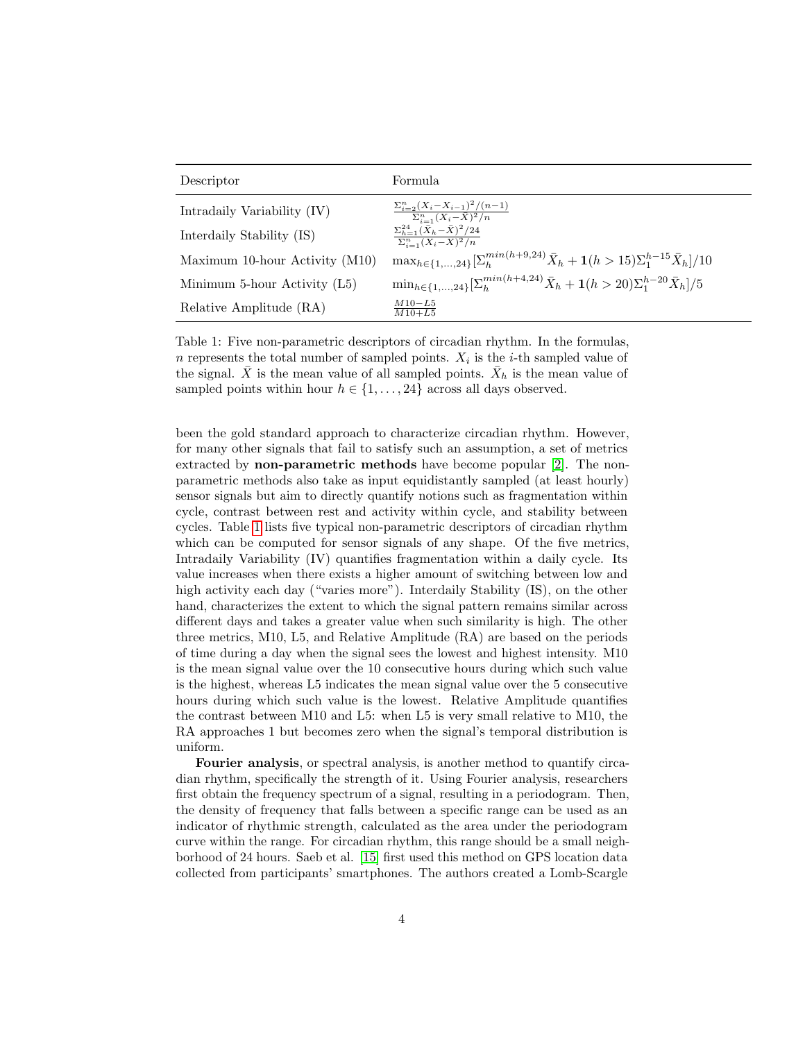| Descriptor | Formula |
| --- | --- |
| Intradaily Variability (IV) | $\frac{\Sigma_{i=2}^{n}(X_i - X_{i-1})^2/(n-1)}{\Sigma_{i=1}^{n}(X_i - \bar{X})^2/n}$ |
| Interdaily Stability (IS) | $\frac{\Sigma_{h=1}^{24}(\bar{X}_h - \bar{X})^2/24}{\Sigma_{i=1}^{n}(X_i - \bar{X})^2/n}$ |
| Maximum 10-hour Activity (M10) | $\max_{h \in \{1,\dots,24\}}[\Sigma_h^{min(h+9,24)}\bar{X}_h + \mathbf{1}(h > 15)\Sigma_1^{h-15}\bar{X}_h]/10$ |
| Minimum 5-hour Activity (L5) | $\min_{h \in \{1,\dots,24\}}[\Sigma_h^{min(h+4,24)}\bar{X}_h + \mathbf{1}(h > 20)\Sigma_1^{h-20}\bar{X}_h]/5$ |
| Relative Amplitude (RA) | $\frac{M10-L5}{M10+L5}$ |

Table 1: Five non-parametric descriptors of circadian rhythm. In the formulas, $n$ represents the total number of sampled points. $X_i$ is the $i$-th sampled value of the signal. $\bar{X}$ is the mean value of all sampled points. $\bar{X}_h$ is the mean value of sampled points within hour $h \in \{1, \dots, 24\}$ across all days observed.

been the gold standard approach to characterize circadian rhythm. However, for many other signals that fail to satisfy such an assumption, a set of metrics extracted by **non-parametric methods** have become popular [2]. The non-parametric methods also take as input equidistantly sampled (at least hourly) sensor signals but aim to directly quantify notions such as fragmentation within cycle, contrast between rest and activity within cycle, and stability between cycles. Table 1 lists five typical non-parametric descriptors of circadian rhythm which can be computed for sensor signals of any shape. Of the five metrics, Intradaily Variability (IV) quantifies fragmentation within a daily cycle. Its value increases when there exists a higher amount of switching between low and high activity each day ("varies more"). Interdaily Stability (IS), on the other hand, characterizes the extent to which the signal pattern remains similar across different days and takes a greater value when such similarity is high. The other three metrics, M10, L5, and Relative Amplitude (RA) are based on the periods of time during a day when the signal sees the lowest and highest intensity. M10 is the mean signal value over the 10 consecutive hours during which such value is the highest, whereas L5 indicates the mean signal value over the 5 consecutive hours during which such value is the lowest. Relative Amplitude quantifies the contrast between M10 and L5: when L5 is very small relative to M10, the RA approaches 1 but becomes zero when the signal's temporal distribution is uniform.

**Fourier analysis**, or spectral analysis, is another method to quantify circadian rhythm, specifically the strength of it. Using Fourier analysis, researchers first obtain the frequency spectrum of a signal, resulting in a periodogram. Then, the density of frequency that falls between a specific range can be used as an indicator of rhythmic strength, calculated as the area under the periodogram curve within the range. For circadian rhythm, this range should be a small neighborhood of 24 hours. Saeb et al. [15] first used this method on GPS location data collected from participants' smartphones. The authors created a Lomb-Scargle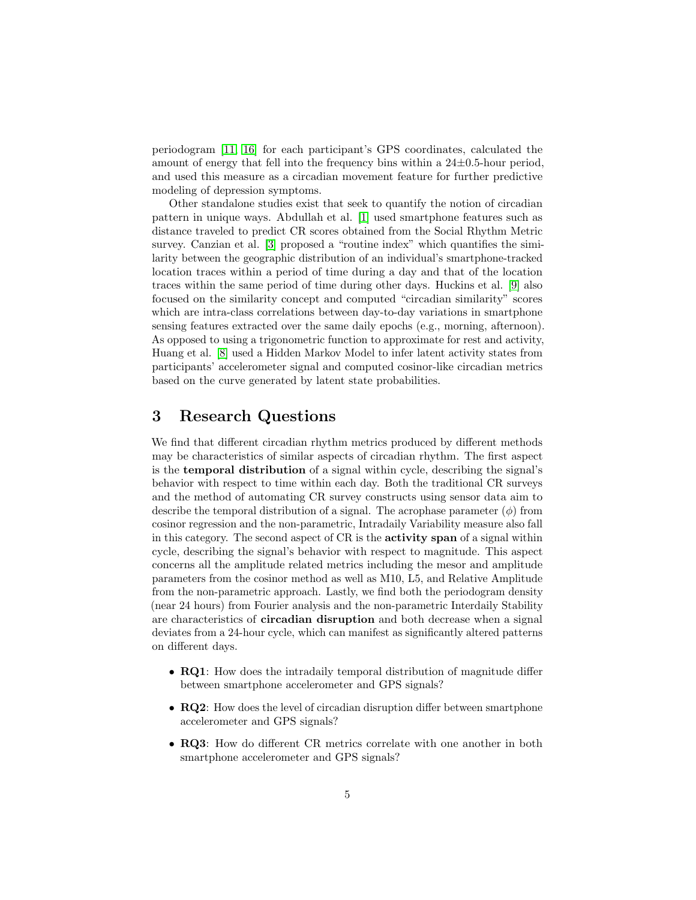periodogram [11, 16] for each participant's GPS coordinates, calculated the amount of energy that fell into the frequency bins within a $24 \pm 0.5$-hour period, and used this measure as a circadian movement feature for further predictive modeling of depression symptoms.

Other standalone studies exist that seek to quantify the notion of circadian pattern in unique ways. Abdullah et al. [1] used smartphone features such as distance traveled to predict CR scores obtained from the Social Rhythm Metric survey. Canzian et al. [3] proposed a "routine index" which quantifies the similarity between the geographic distribution of an individual's smartphone-tracked location traces within a period of time during a day and that of the location traces within the same period of time during other days. Huckins et al. [9] also focused on the similarity concept and computed "circadian similarity" scores which are intra-class correlations between day-to-day variations in smartphone sensing features extracted over the same daily epochs (e.g., morning, afternoon). As opposed to using a trigonometric function to approximate for rest and activity, Huang et al. [8] used a Hidden Markov Model to infer latent activity states from participants' accelerometer signal and computed cosinor-like circadian metrics based on the curve generated by latent state probabilities.

# 3 Research Questions

We find that different circadian rhythm metrics produced by different methods may be characteristics of similar aspects of circadian rhythm. The first aspect is the **temporal distribution** of a signal within cycle, describing the signal's behavior with respect to time within each day. Both the traditional CR surveys and the method of automating CR survey constructs using sensor data aim to describe the temporal distribution of a signal. The acrophase parameter ($\phi$) from cosinor regression and the non-parametric, Intradaily Variability measure also fall in this category. The second aspect of CR is the **activity span** of a signal within cycle, describing the signal's behavior with respect to magnitude. This aspect concerns all the amplitude related metrics including the mesor and amplitude parameters from the cosinor method as well as M10, L5, and Relative Amplitude from the non-parametric approach. Lastly, we find both the periodogram density (near 24 hours) from Fourier analysis and the non-parametric Interdaily Stability are characteristics of **circadian disruption** and both decrease when a signal deviates from a 24-hour cycle, which can manifest as significantly altered patterns on different days.

- **RQ1**: How does the intradaily temporal distribution of magnitude differ between smartphone accelerometer and GPS signals?
- **RQ2**: How does the level of circadian disruption differ between smartphone accelerometer and GPS signals?
- **RQ3**: How do different CR metrics correlate with one another in both smartphone accelerometer and GPS signals?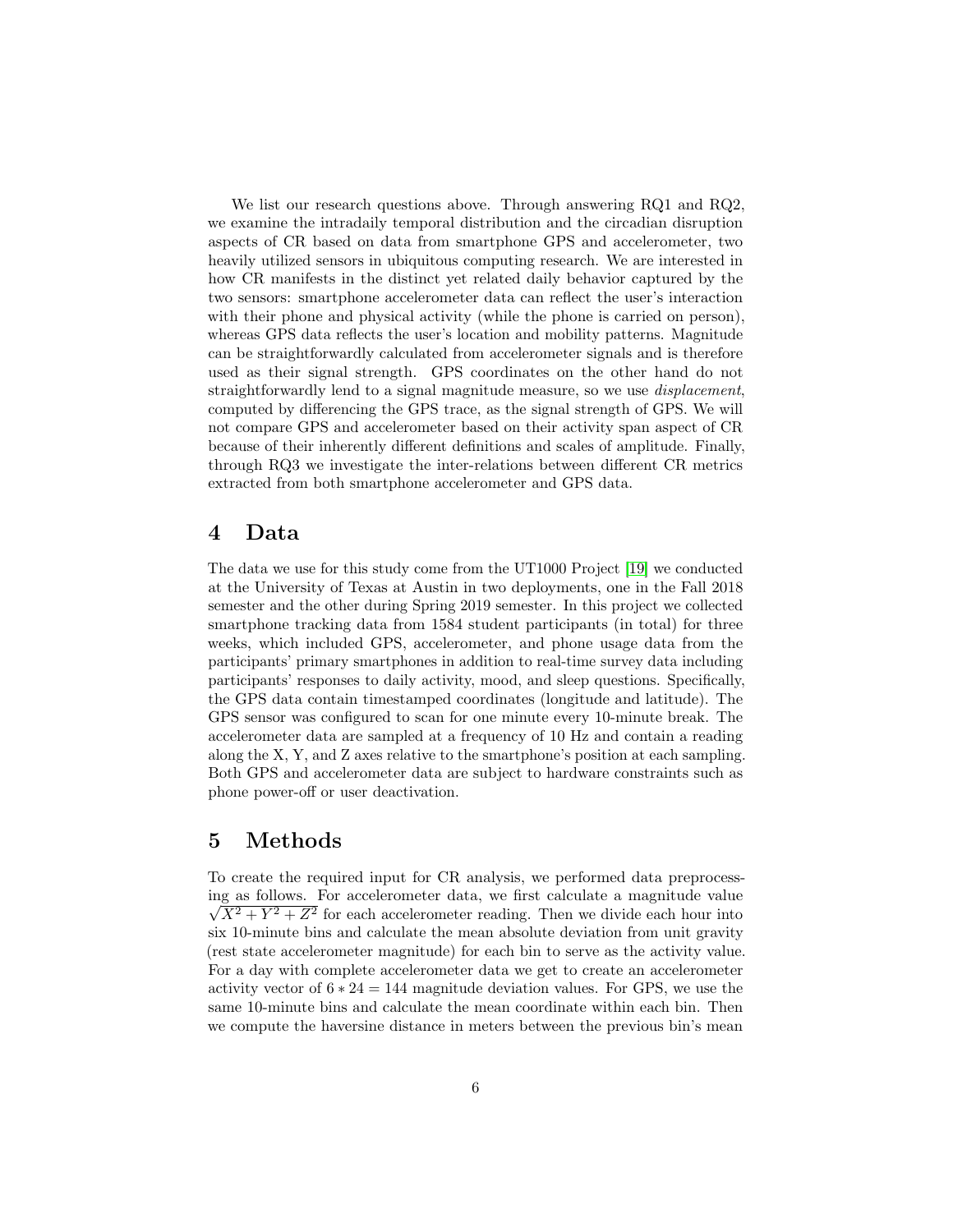We list our research questions above. Through answering RQ1 and RQ2, we examine the intradaily temporal distribution and the circadian disruption aspects of CR based on data from smartphone GPS and accelerometer, two heavily utilized sensors in ubiquitous computing research. We are interested in how CR manifests in the distinct yet related daily behavior captured by the two sensors: smartphone accelerometer data can reflect the user's interaction with their phone and physical activity (while the phone is carried on person), whereas GPS data reflects the user's location and mobility patterns. Magnitude can be straightforwardly calculated from accelerometer signals and is therefore used as their signal strength. GPS coordinates on the other hand do not straightforwardly lend to a signal magnitude measure, so we use *displacement*, computed by differencing the GPS trace, as the signal strength of GPS. We will not compare GPS and accelerometer based on their activity span aspect of CR because of their inherently different definitions and scales of amplitude. Finally, through RQ3 we investigate the inter-relations between different CR metrics extracted from both smartphone accelerometer and GPS data.

# 4 Data

The data we use for this study come from the UT1000 Project [19] we conducted at the University of Texas at Austin in two deployments, one in the Fall 2018 semester and the other during Spring 2019 semester. In this project we collected smartphone tracking data from 1584 student participants (in total) for three weeks, which included GPS, accelerometer, and phone usage data from the participants' primary smartphones in addition to real-time survey data including participants' responses to daily activity, mood, and sleep questions. Specifically, the GPS data contain timestamped coordinates (longitude and latitude). The GPS sensor was configured to scan for one minute every 10-minute break. The accelerometer data are sampled at a frequency of 10 Hz and contain a reading along the X, Y, and Z axes relative to the smartphone's position at each sampling. Both GPS and accelerometer data are subject to hardware constraints such as phone power-off or user deactivation.

# 5 Methods

To create the required input for CR analysis, we performed data preprocessing as follows. For accelerometer data, we first calculate a magnitude value $\sqrt{X^2 + Y^2 + Z^2}$ for each accelerometer reading. Then we divide each hour into six 10-minute bins and calculate the mean absolute deviation from unit gravity (rest state accelerometer magnitude) for each bin to serve as the activity value. For a day with complete accelerometer data we get to create an accelerometer activity vector of $6 * 24 = 144$ magnitude deviation values. For GPS, we use the same 10-minute bins and calculate the mean coordinate within each bin. Then we compute the haversine distance in meters between the previous bin's mean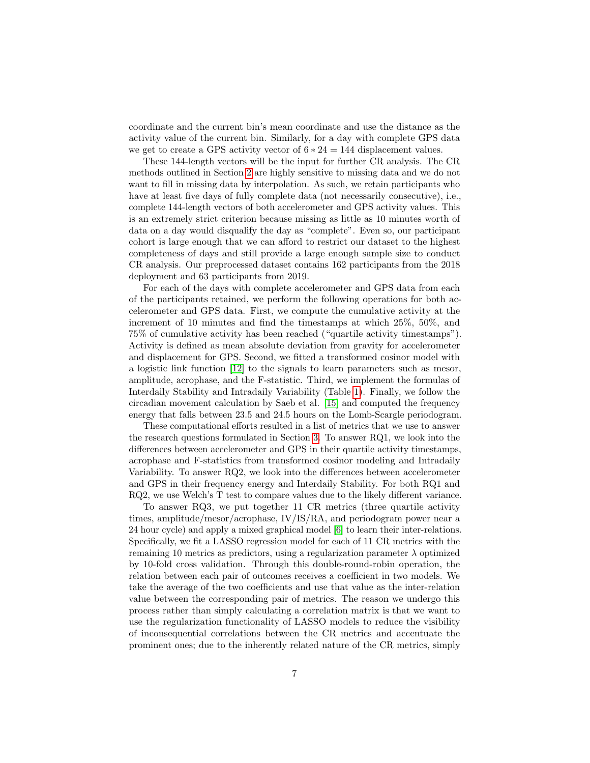coordinate and the current bin's mean coordinate and use the distance as the activity value of the current bin. Similarly, for a day with complete GPS data we get to create a GPS activity vector of $6 * 24 = 144$ displacement values.

These 144-length vectors will be the input for further CR analysis. The CR methods outlined in Section 2 are highly sensitive to missing data and we do not want to fill in missing data by interpolation. As such, we retain participants who have at least five days of fully complete data (not necessarily consecutive), i.e., complete 144-length vectors of both accelerometer and GPS activity values. This is an extremely strict criterion because missing as little as 10 minutes worth of data on a day would disqualify the day as "complete". Even so, our participant cohort is large enough that we can afford to restrict our dataset to the highest completeness of days and still provide a large enough sample size to conduct CR analysis. Our preprocessed dataset contains 162 participants from the 2018 deployment and 63 participants from 2019.

For each of the days with complete accelerometer and GPS data from each of the participants retained, we perform the following operations for both accelerometer and GPS data. First, we compute the cumulative activity at the increment of 10 minutes and find the timestamps at which 25%, 50%, and 75% of cumulative activity has been reached ("quartile activity timestamps"). Activity is defined as mean absolute deviation from gravity for accelerometer and displacement for GPS. Second, we fitted a transformed cosinor model with a logistic link function [12] to the signals to learn parameters such as mesor, amplitude, acrophase, and the F-statistic. Third, we implement the formulas of Interdaily Stability and Intradaily Variability (Table 1). Finally, we follow the circadian movement calculation by Saeb et al. [15] and computed the frequency energy that falls between 23.5 and 24.5 hours on the Lomb-Scargle periodogram.

These computational efforts resulted in a list of metrics that we use to answer the research questions formulated in Section 3. To answer RQ1, we look into the differences between accelerometer and GPS in their quartile activity timestamps, acrophase and F-statistics from transformed cosinor modeling and Intradaily Variability. To answer RQ2, we look into the differences between accelerometer and GPS in their frequency energy and Interdaily Stability. For both RQ1 and RQ2, we use Welch's T test to compare values due to the likely different variance.

To answer RQ3, we put together 11 CR metrics (three quartile activity times, amplitude/mesor/acrophase, IV/IS/RA, and periodogram power near a 24 hour cycle) and apply a mixed graphical model [6] to learn their inter-relations. Specifically, we fit a LASSO regression model for each of 11 CR metrics with the remaining 10 metrics as predictors, using a regularization parameter $\lambda$ optimized by 10-fold cross validation. Through this double-round-robin operation, the relation between each pair of outcomes receives a coefficient in two models. We take the average of the two coefficients and use that value as the inter-relation value between the corresponding pair of metrics. The reason we undergo this process rather than simply calculating a correlation matrix is that we want to use the regularization functionality of LASSO models to reduce the visibility of inconsequential correlations between the CR metrics and accentuate the prominent ones; due to the inherently related nature of the CR metrics, simply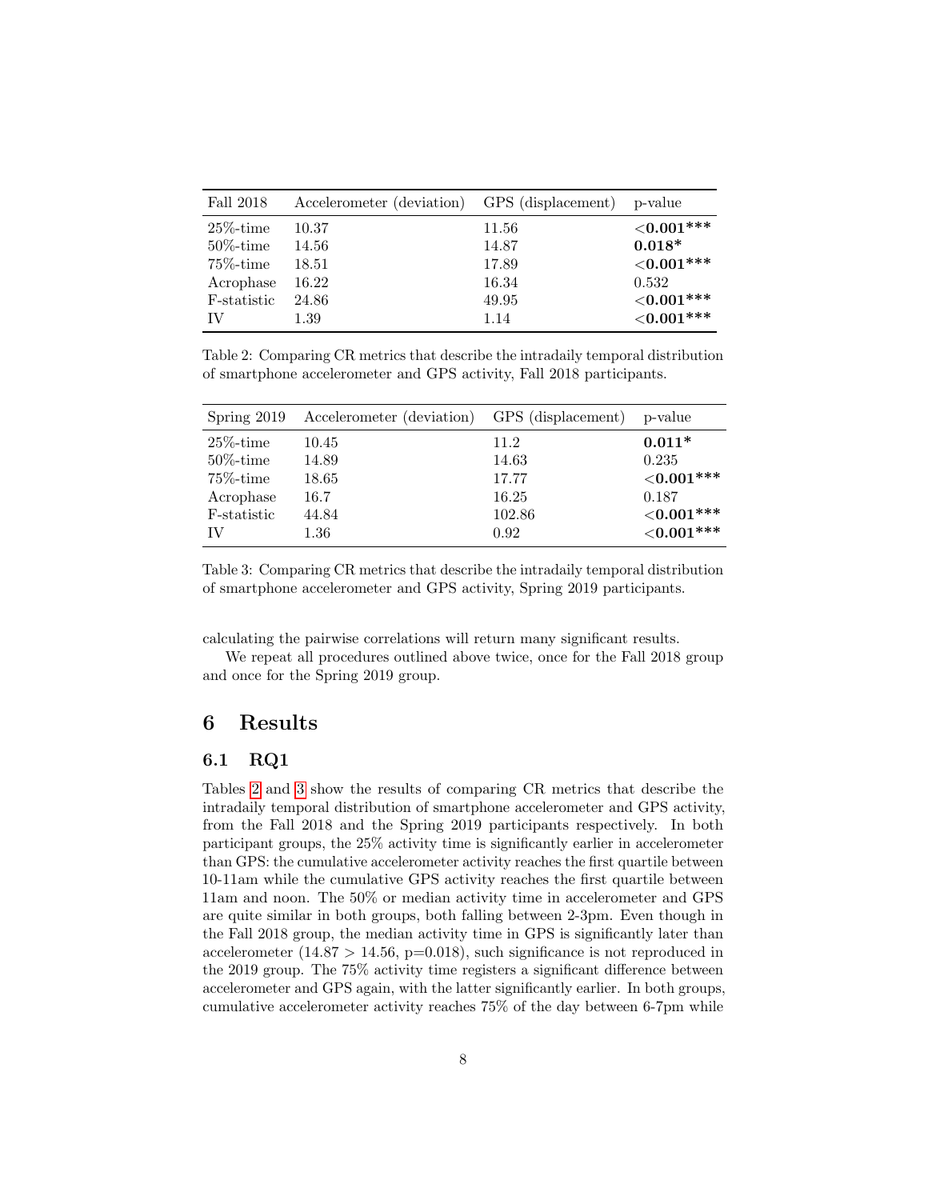| Fall 2018 | Accelerometer (deviation) | GPS (displacement) | p-value |
|---|---|---|---|
| 25%-time | 10.37 | 11.56 | **<0.001*****|
| 50%-time | 14.56 | 14.87 | **0.018*** |
| 75%-time | 18.51 | 17.89 | **<0.001*****|
| Acrophase | 16.22 | 16.34 | 0.532 |
| F-statistic | 24.86 | 49.95 | **<0.001*****|
| IV | 1.39 | 1.14 | **<0.001*****|

Table 2: Comparing CR metrics that describe the intradaily temporal distribution of smartphone accelerometer and GPS activity, Fall 2018 participants.

| Spring 2019 | Accelerometer (deviation) | GPS (displacement) | p-value |
|---|---|---|---|
| 25%-time | 10.45 | 11.2 | **0.011*** |
| 50%-time | 14.89 | 14.63 | 0.235 |
| 75%-time | 18.65 | 17.77 | **<0.001*****|
| Acrophase | 16.7 | 16.25 | 0.187 |
| F-statistic | 44.84 | 102.86 | **<0.001*****|
| IV | 1.36 | 0.92 | **<0.001*****|

Table 3: Comparing CR metrics that describe the intradaily temporal distribution of smartphone accelerometer and GPS activity, Spring 2019 participants.

calculating the pairwise correlations will return many significant results.

We repeat all procedures outlined above twice, once for the Fall 2018 group and once for the Spring 2019 group.

## 6 Results

### 6.1 RQ1

Tables 2 and 3 show the results of comparing CR metrics that describe the intradaily temporal distribution of smartphone accelerometer and GPS activity, from the Fall 2018 and the Spring 2019 participants respectively. In both participant groups, the 25% activity time is significantly earlier in accelerometer than GPS: the cumulative accelerometer activity reaches the first quartile between 10-11am while the cumulative GPS activity reaches the first quartile between 11am and noon. The 50% or median activity time in accelerometer and GPS are quite similar in both groups, both falling between 2-3pm. Even though in the Fall 2018 group, the median activity time in GPS is significantly later than accelerometer ($14.87 > 14.56$, $p=0.018$), such significance is not reproduced in the 2019 group. The 75% activity time registers a significant difference between accelerometer and GPS again, with the latter significantly earlier. In both groups, cumulative accelerometer activity reaches 75% of the day between 6-7pm while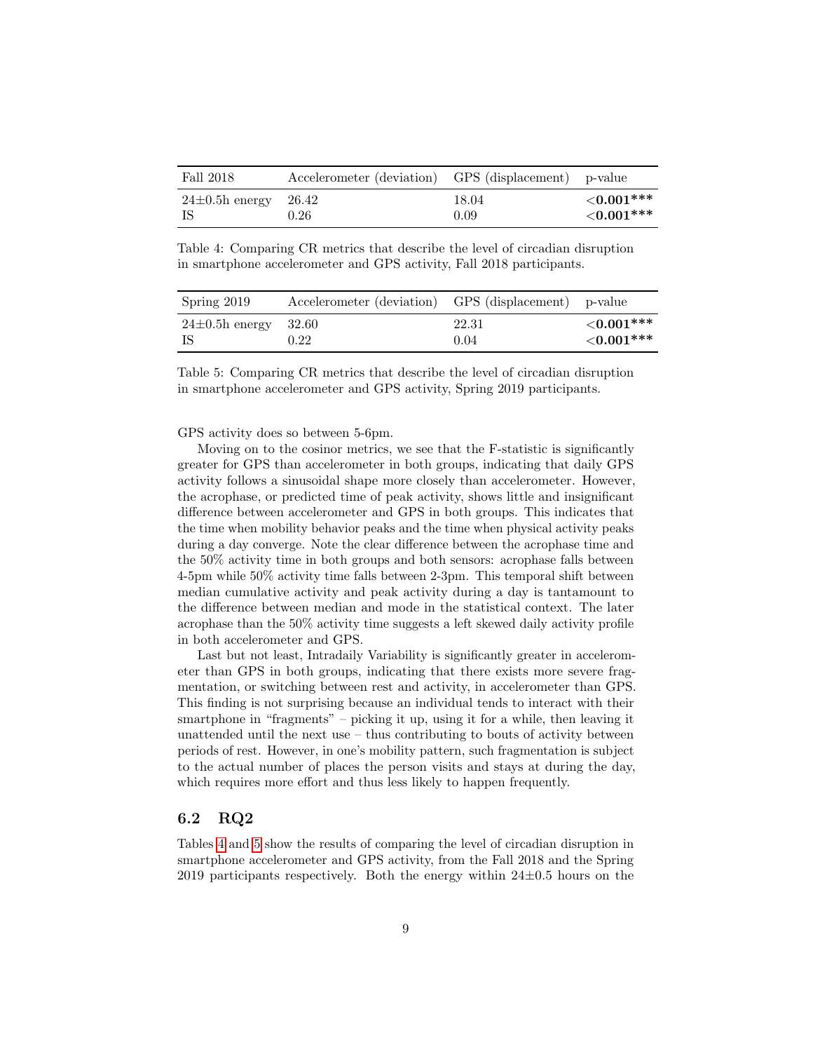| Fall 2018 | Accelerometer (deviation) | GPS (displacement) | p-value |
|---|---|---|---|
| 24±0.5h energy | 26.42 | 18.04 | **<0.001\*\*\*** |
| IS | 0.26 | 0.09 | **<0.001\*\*\*** |

Table 4: Comparing CR metrics that describe the level of circadian disruption in smartphone accelerometer and GPS activity, Fall 2018 participants.

| Spring 2019 | Accelerometer (deviation) | GPS (displacement) | p-value |
|---|---|---|---|
| 24±0.5h energy | 32.60 | 22.31 | **<0.001\*\*\*** |
| IS | 0.22 | 0.04 | **<0.001\*\*\*** |

Table 5: Comparing CR metrics that describe the level of circadian disruption in smartphone accelerometer and GPS activity, Spring 2019 participants.

GPS activity does so between 5-6pm.

Moving on to the cosinor metrics, we see that the F-statistic is significantly greater for GPS than accelerometer in both groups, indicating that daily GPS activity follows a sinusoidal shape more closely than accelerometer. However, the acrophase, or predicted time of peak activity, shows little and insignificant difference between accelerometer and GPS in both groups. This indicates that the time when mobility behavior peaks and the time when physical activity peaks during a day converge. Note the clear difference between the acrophase time and the 50% activity time in both groups and both sensors: acrophase falls between 4-5pm while 50% activity time falls between 2-3pm. This temporal shift between median cumulative activity and peak activity during a day is tantamount to the difference between median and mode in the statistical context. The later acrophase than the 50% activity time suggests a left skewed daily activity profile in both accelerometer and GPS.

Last but not least, Intradaily Variability is significantly greater in accelerometer than GPS in both groups, indicating that there exists more severe fragmentation, or switching between rest and activity, in accelerometer than GPS. This finding is not surprising because an individual tends to interact with their smartphone in "fragments" – picking it up, using it for a while, then leaving it unattended until the next use – thus contributing to bouts of activity between periods of rest. However, in one's mobility pattern, such fragmentation is subject to the actual number of places the person visits and stays at during the day, which requires more effort and thus less likely to happen frequently.

### 6.2 RQ2

Tables 4 and 5 show the results of comparing the level of circadian disruption in smartphone accelerometer and GPS activity, from the Fall 2018 and the Spring 2019 participants respectively. Both the energy within 24±0.5 hours on the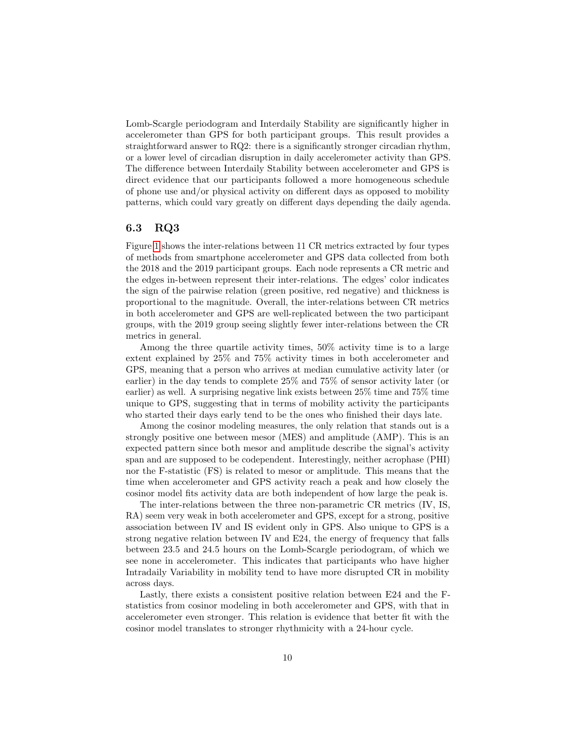Lomb-Scargle periodogram and Interdaily Stability are significantly higher in accelerometer than GPS for both participant groups. This result provides a straightforward answer to RQ2: there is a significantly stronger circadian rhythm, or a lower level of circadian disruption in daily accelerometer activity than GPS. The difference between Interdaily Stability between accelerometer and GPS is direct evidence that our participants followed a more homogeneous schedule of phone use and/or physical activity on different days as opposed to mobility patterns, which could vary greatly on different days depending the daily agenda.

### 6.3 RQ3

Figure 1 shows the inter-relations between 11 CR metrics extracted by four types of methods from smartphone accelerometer and GPS data collected from both the 2018 and the 2019 participant groups. Each node represents a CR metric and the edges in-between represent their inter-relations. The edges' color indicates the sign of the pairwise relation (green positive, red negative) and thickness is proportional to the magnitude. Overall, the inter-relations between CR metrics in both accelerometer and GPS are well-replicated between the two participant groups, with the 2019 group seeing slightly fewer inter-relations between the CR metrics in general.

Among the three quartile activity times, 50% activity time is to a large extent explained by 25% and 75% activity times in both accelerometer and GPS, meaning that a person who arrives at median cumulative activity later (or earlier) in the day tends to complete 25% and 75% of sensor activity later (or earlier) as well. A surprising negative link exists between 25% time and 75% time unique to GPS, suggesting that in terms of mobility activity the participants who started their days early tend to be the ones who finished their days late.

Among the cosinor modeling measures, the only relation that stands out is a strongly positive one between mesor (MES) and amplitude (AMP). This is an expected pattern since both mesor and amplitude describe the signal's activity span and are supposed to be codependent. Interestingly, neither acrophase (PHI) nor the F-statistic (FS) is related to mesor or amplitude. This means that the time when accelerometer and GPS activity reach a peak and how closely the cosinor model fits activity data are both independent of how large the peak is.

The inter-relations between the three non-parametric CR metrics (IV, IS, RA) seem very weak in both accelerometer and GPS, except for a strong, positive association between IV and IS evident only in GPS. Also unique to GPS is a strong negative relation between IV and E24, the energy of frequency that falls between 23.5 and 24.5 hours on the Lomb-Scargle periodogram, of which we see none in accelerometer. This indicates that participants who have higher Intradaily Variability in mobility tend to have more disrupted CR in mobility across days.

Lastly, there exists a consistent positive relation between E24 and the F-statistics from cosinor modeling in both accelerometer and GPS, with that in accelerometer even stronger. This relation is evidence that better fit with the cosinor model translates to stronger rhythmicity with a 24-hour cycle.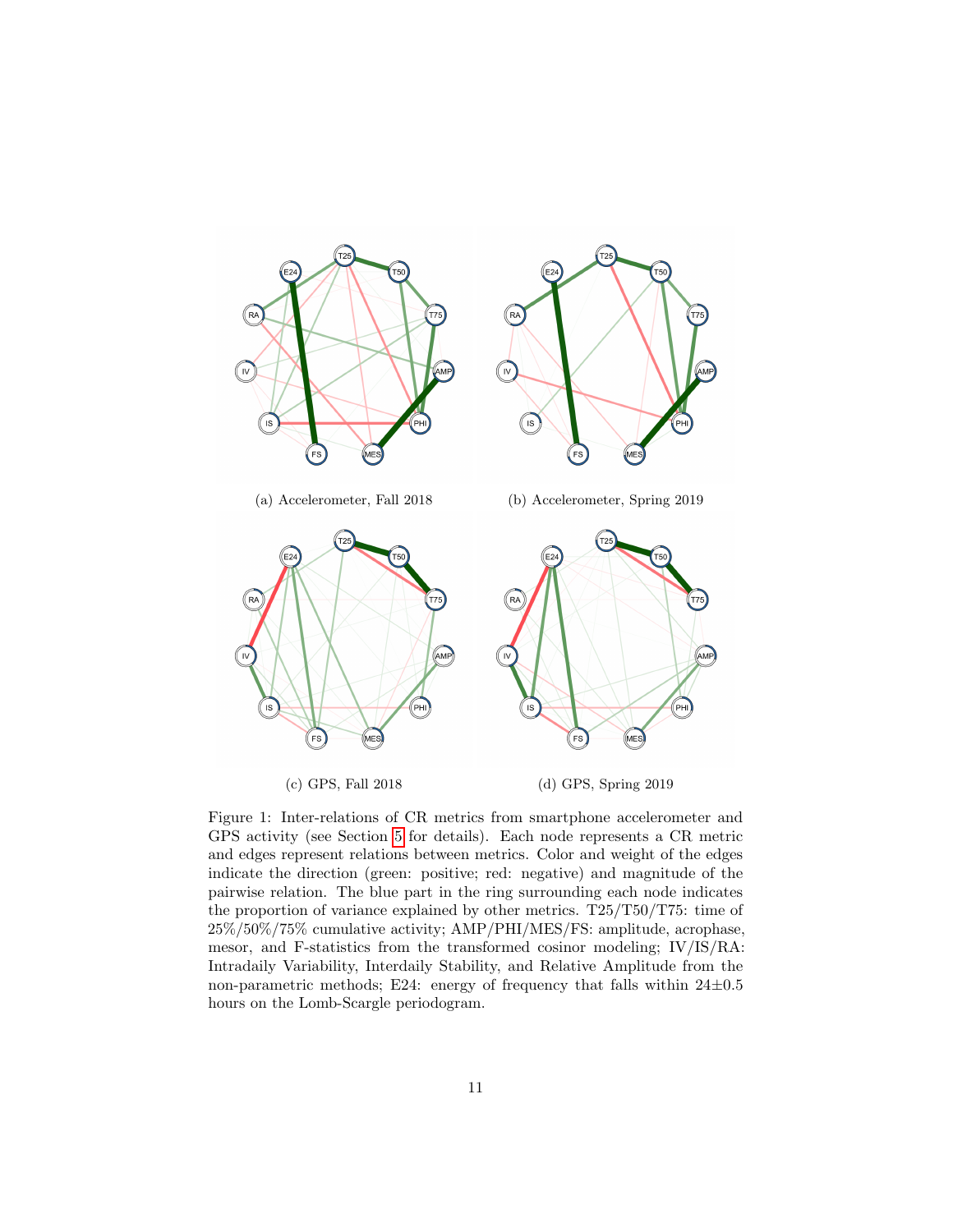(a) Accelerometer, Fall 2018

(b) Accelerometer, Spring 2019

(c) GPS, Fall 2018

(d) GPS, Spring 2019

Figure 1: Inter-relations of CR metrics from smartphone accelerometer and GPS activity (see Section 5 for details). Each node represents a CR metric and edges represent relations between metrics. Color and weight of the edges indicate the direction (green: positive; red: negative) and magnitude of the pairwise relation. The blue part in the ring surrounding each node indicates the proportion of variance explained by other metrics. T25/T50/T75: time of 25%/50%/75% cumulative activity; AMP/PHI/MES/FS: amplitude, acrophase, mesor, and F-statistics from the transformed cosinor modeling; IV/IS/RA: Intradaily Variability, Interdaily Stability, and Relative Amplitude from the non-parametric methods; E24: energy of frequency that falls within $24 \pm 0.5$ hours on the Lomb-Scargle periodogram.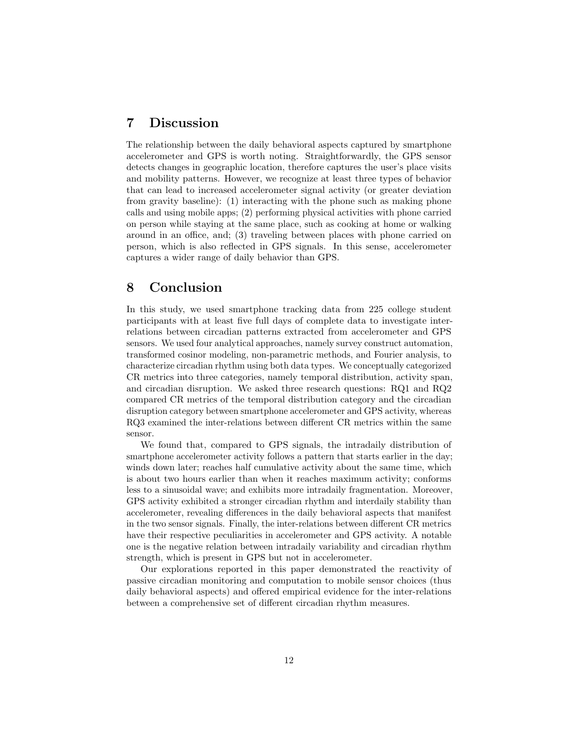## 7 Discussion

The relationship between the daily behavioral aspects captured by smartphone accelerometer and GPS is worth noting. Straightforwardly, the GPS sensor detects changes in geographic location, therefore captures the user's place visits and mobility patterns. However, we recognize at least three types of behavior that can lead to increased accelerometer signal activity (or greater deviation from gravity baseline): (1) interacting with the phone such as making phone calls and using mobile apps; (2) performing physical activities with phone carried on person while staying at the same place, such as cooking at home or walking around in an office, and; (3) traveling between places with phone carried on person, which is also reflected in GPS signals. In this sense, accelerometer captures a wider range of daily behavior than GPS.

## 8 Conclusion

In this study, we used smartphone tracking data from 225 college student participants with at least five full days of complete data to investigate inter-relations between circadian patterns extracted from accelerometer and GPS sensors. We used four analytical approaches, namely survey construct automation, transformed cosinor modeling, non-parametric methods, and Fourier analysis, to characterize circadian rhythm using both data types. We conceptually categorized CR metrics into three categories, namely temporal distribution, activity span, and circadian disruption. We asked three research questions: RQ1 and RQ2 compared CR metrics of the temporal distribution category and the circadian disruption category between smartphone accelerometer and GPS activity, whereas RQ3 examined the inter-relations between different CR metrics within the same sensor.

We found that, compared to GPS signals, the intradaily distribution of smartphone accelerometer activity follows a pattern that starts earlier in the day; winds down later; reaches half cumulative activity about the same time, which is about two hours earlier than when it reaches maximum activity; conforms less to a sinusoidal wave; and exhibits more intradaily fragmentation. Moreover, GPS activity exhibited a stronger circadian rhythm and interdaily stability than accelerometer, revealing differences in the daily behavioral aspects that manifest in the two sensor signals. Finally, the inter-relations between different CR metrics have their respective peculiarities in accelerometer and GPS activity. A notable one is the negative relation between intradaily variability and circadian rhythm strength, which is present in GPS but not in accelerometer.

Our explorations reported in this paper demonstrated the reactivity of passive circadian monitoring and computation to mobile sensor choices (thus daily behavioral aspects) and offered empirical evidence for the inter-relations between a comprehensive set of different circadian rhythm measures.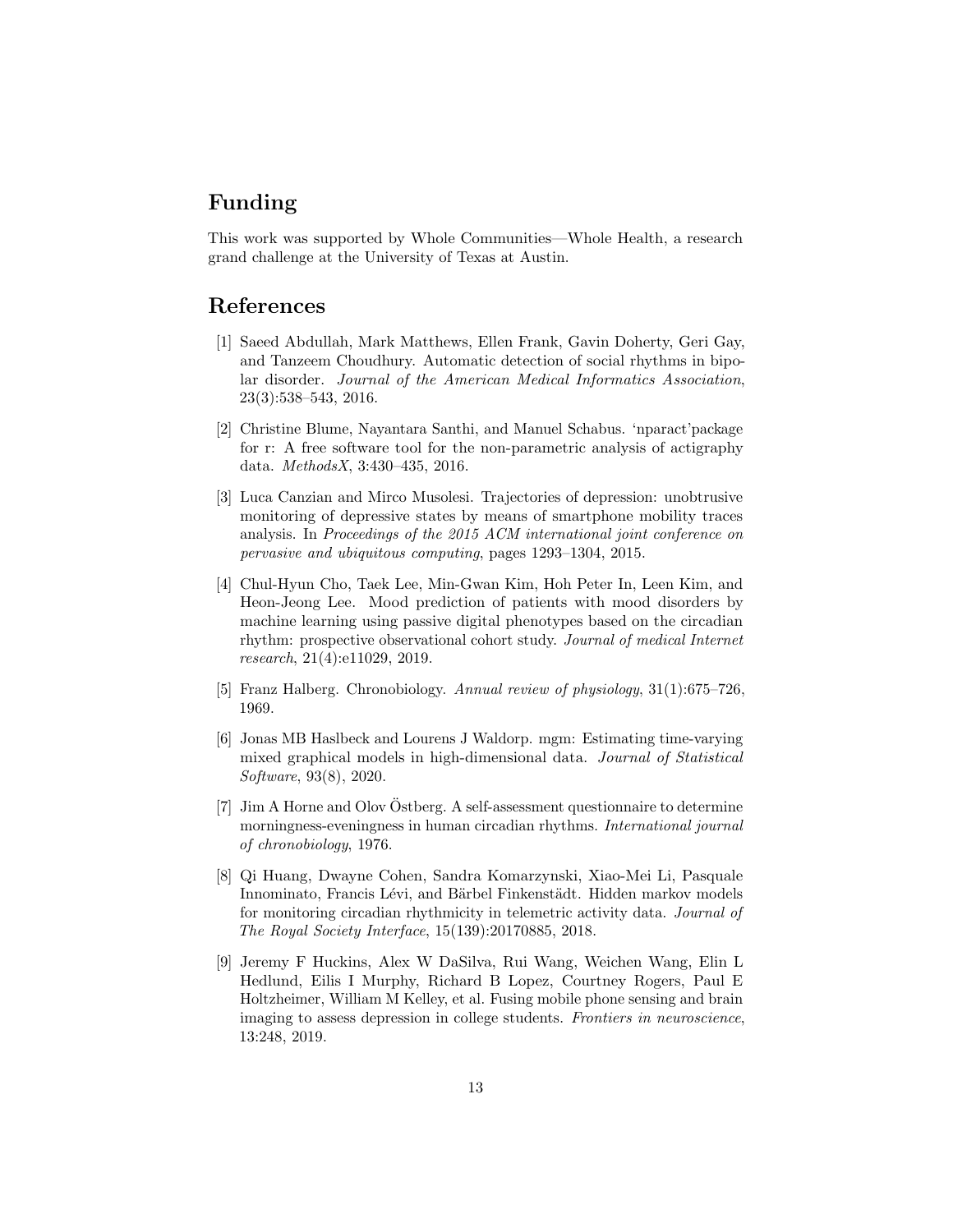## Funding

This work was supported by Whole Communities—Whole Health, a research grand challenge at the University of Texas at Austin.

## References

[1] Saeed Abdullah, Mark Matthews, Ellen Frank, Gavin Doherty, Geri Gay, and Tanzeem Choudhury. Automatic detection of social rhythms in bipolar disorder. *Journal of the American Medical Informatics Association*, 23(3):538–543, 2016.

[2] Christine Blume, Nayantara Santhi, and Manuel Schabus. 'nparact'package for r: A free software tool for the non-parametric analysis of actigraphy data. *MethodsX*, 3:430–435, 2016.

[3] Luca Canzian and Mirco Musolesi. Trajectories of depression: unobtrusive monitoring of depressive states by means of smartphone mobility traces analysis. In *Proceedings of the 2015 ACM international joint conference on pervasive and ubiquitous computing*, pages 1293–1304, 2015.

[4] Chul-Hyun Cho, Taek Lee, Min-Gwan Kim, Hoh Peter In, Leen Kim, and Heon-Jeong Lee. Mood prediction of patients with mood disorders by machine learning using passive digital phenotypes based on the circadian rhythm: prospective observational cohort study. *Journal of medical Internet research*, 21(4):e11029, 2019.

[5] Franz Halberg. Chronobiology. *Annual review of physiology*, 31(1):675–726, 1969.

[6] Jonas MB Haslbeck and Lourens J Waldorp. mgm: Estimating time-varying mixed graphical models in high-dimensional data. *Journal of Statistical Software*, 93(8), 2020.

[7] Jim A Horne and Olov Östberg. A self-assessment questionnaire to determine morningness-eveningness in human circadian rhythms. *International journal of chronobiology*, 1976.

[8] Qi Huang, Dwayne Cohen, Sandra Komarzynski, Xiao-Mei Li, Pasquale Innominato, Francis Lévi, and Bärbel Finkenstädt. Hidden markov models for monitoring circadian rhythmicity in telemetric activity data. *Journal of The Royal Society Interface*, 15(139):20170885, 2018.

[9] Jeremy F Huckins, Alex W DaSilva, Rui Wang, Weichen Wang, Elin L Hedlund, Eilis I Murphy, Richard B Lopez, Courtney Rogers, Paul E Holtzheimer, William M Kelley, et al. Fusing mobile phone sensing and brain imaging to assess depression in college students. *Frontiers in neuroscience*, 13:248, 2019.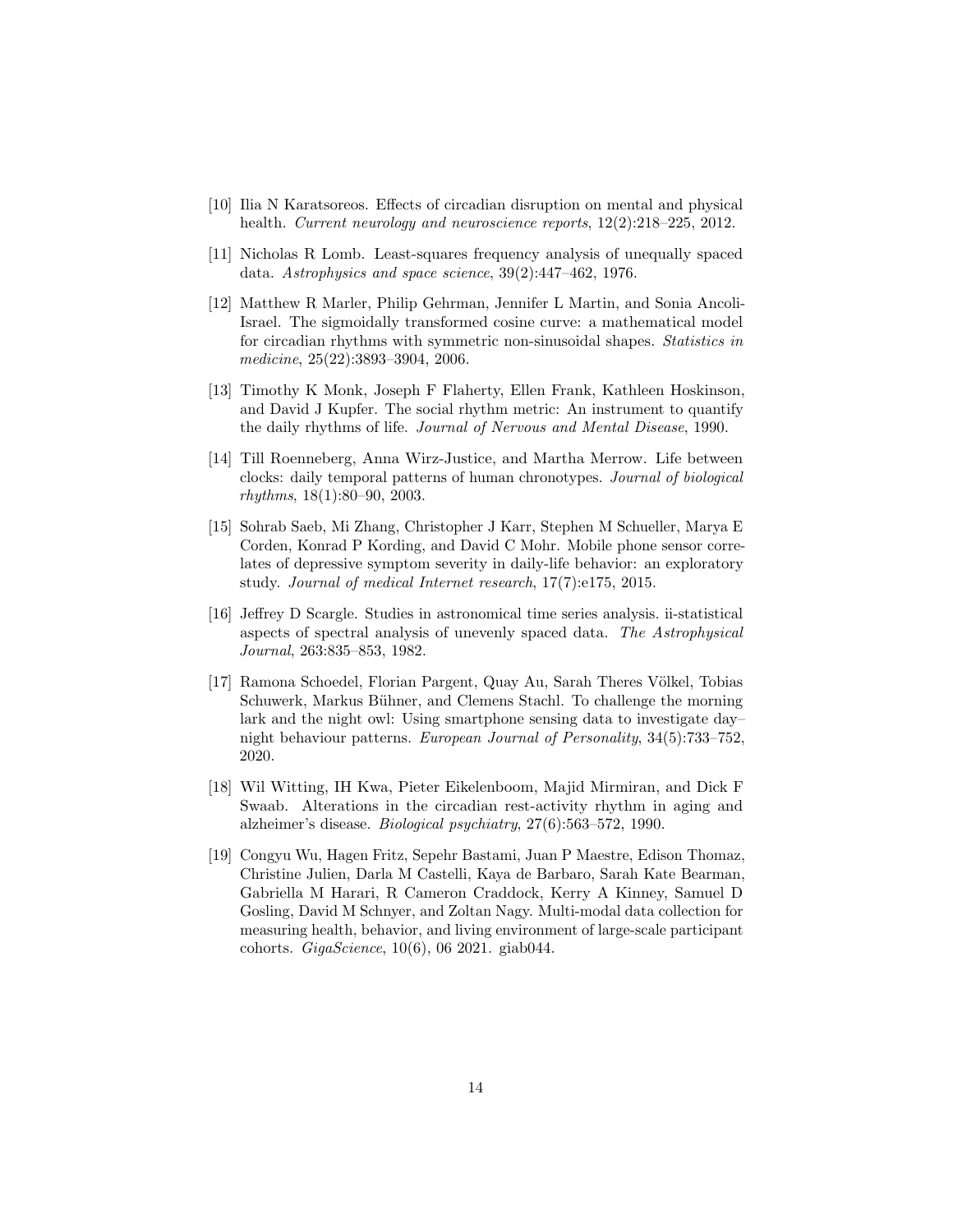[10] Ilia N Karatsoreos. Effects of circadian disruption on mental and physical health. *Current neurology and neuroscience reports*, 12(2):218–225, 2012.

[11] Nicholas R Lomb. Least-squares frequency analysis of unequally spaced data. *Astrophysics and space science*, 39(2):447–462, 1976.

[12] Matthew R Marler, Philip Gehrman, Jennifer L Martin, and Sonia Ancoli-Israel. The sigmoidally transformed cosine curve: a mathematical model for circadian rhythms with symmetric non-sinusoidal shapes. *Statistics in medicine*, 25(22):3893–3904, 2006.

[13] Timothy K Monk, Joseph F Flaherty, Ellen Frank, Kathleen Hoskinson, and David J Kupfer. The social rhythm metric: An instrument to quantify the daily rhythms of life. *Journal of Nervous and Mental Disease*, 1990.

[14] Till Roenneberg, Anna Wirz-Justice, and Martha Merrow. Life between clocks: daily temporal patterns of human chronotypes. *Journal of biological rhythms*, 18(1):80–90, 2003.

[15] Sohrab Saeb, Mi Zhang, Christopher J Karr, Stephen M Schueller, Marya E Corden, Konrad P Kording, and David C Mohr. Mobile phone sensor correlates of depressive symptom severity in daily-life behavior: an exploratory study. *Journal of medical Internet research*, 17(7):e175, 2015.

[16] Jeffrey D Scargle. Studies in astronomical time series analysis. ii-statistical aspects of spectral analysis of unevenly spaced data. *The Astrophysical Journal*, 263:835–853, 1982.

[17] Ramona Schoedel, Florian Pargent, Quay Au, Sarah Theres Völkel, Tobias Schuwerk, Markus Bühner, and Clemens Stachl. To challenge the morning lark and the night owl: Using smartphone sensing data to investigate day–night behaviour patterns. *European Journal of Personality*, 34(5):733–752, 2020.

[18] Wil Witting, IH Kwa, Pieter Eikelenboom, Majid Mirmiran, and Dick F Swaab. Alterations in the circadian rest-activity rhythm in aging and alzheimer's disease. *Biological psychiatry*, 27(6):563–572, 1990.

[19] Congyu Wu, Hagen Fritz, Sepehr Bastami, Juan P Maestre, Edison Thomaz, Christine Julien, Darla M Castelli, Kaya de Barbaro, Sarah Kate Bearman, Gabriella M Harari, R Cameron Craddock, Kerry A Kinney, Samuel D Gosling, David M Schnyer, and Zoltan Nagy. Multi-modal data collection for measuring health, behavior, and living environment of large-scale participant cohorts. *GigaScience*, 10(6), 06 2021. giab044.